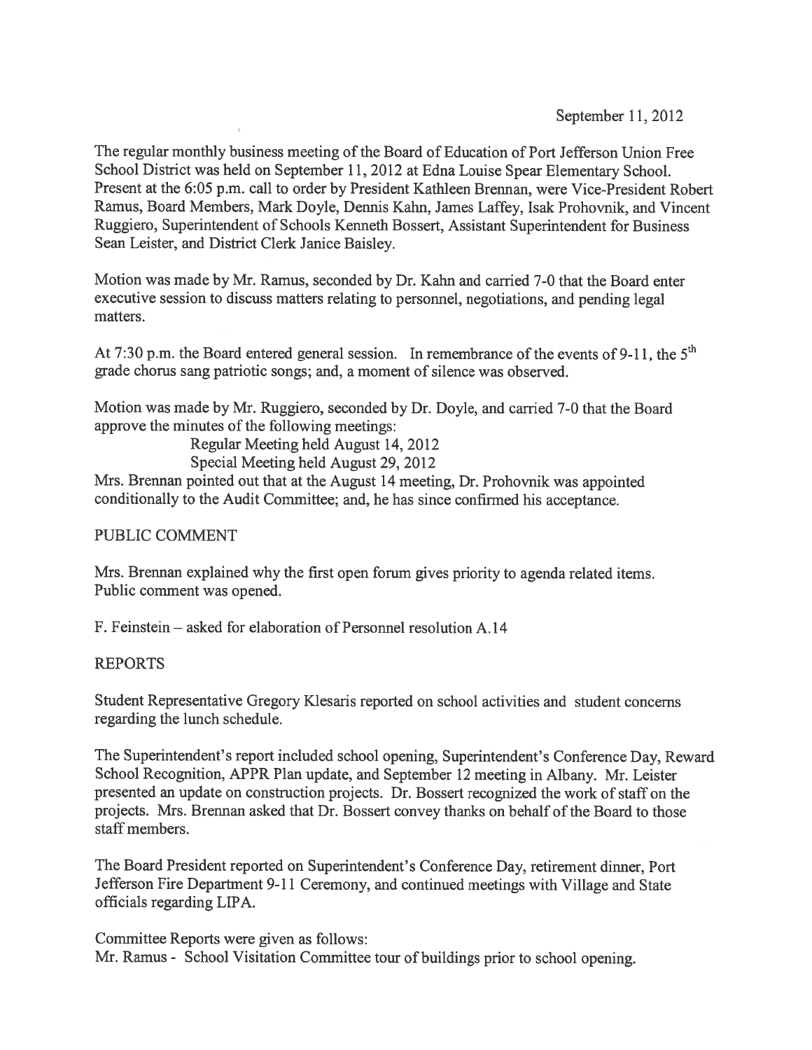September 11, 2012

The regular monthly business meeting of the Board of Education of Port Jefferson Union Free School District was held on September 11, 2012 at Edna Louise Spear Elementary School. Present at the 6:05 p.m. call to order by President Kathleen Brennan, were Vice-President Robert Ramus, Board Members, Mark Doyle, Dennis Kahn, James Laffey, Isak Prohovnik, and Vincent Ruggiero, Superintendent of Schools Kenneth Bossert, Assistant Superintendent for Business Sean Leister, and District Clerk Janice Baisley.

Motion was made by Mr. Ramus, seconded by Dr. Kahn and carried 7-0 that the Board enter executive session to discuss matters relating to personnel, negotiations, and pending legal matters.

At 7:30 p.m. the Board entered general session. In remembrance of the events of 9-11, the 5th grade chorus sang patriotic songs; and, a moment of silence was observed.

Motion was made by Mr. Ruggiero, seconded by Dr. Doyle, and carried 7-0 that the Board approve the minutes of the following meetings:

Regular Meeting held August 14, 2012
Special Meeting held August 29, 2012

Mrs. Brennan pointed out that at the August 14 meeting, Dr. Prohovnik was appointed conditionally to the Audit Committee; and, he has since confirmed his acceptance.

PUBLIC COMMENT

Mrs. Brennan explained why the first open forum gives priority to agenda related items. Public comment was opened.

F. Feinstein – asked for elaboration of Personnel resolution A.14

REPORTS

Student Representative Gregory Klesaris reported on school activities and student concerns regarding the lunch schedule.

The Superintendent's report included school opening, Superintendent's Conference Day, Reward School Recognition, APPR Plan update, and September 12 meeting in Albany. Mr. Leister presented an update on construction projects. Dr. Bossert recognized the work of staff on the projects. Mrs. Brennan asked that Dr. Bossert convey thanks on behalf of the Board to those staff members.

The Board President reported on Superintendent's Conference Day, retirement dinner, Port Jefferson Fire Department 9-11 Ceremony, and continued meetings with Village and State officials regarding LIPA.

Committee Reports were given as follows:
Mr. Ramus - School Visitation Committee tour of buildings prior to school opening.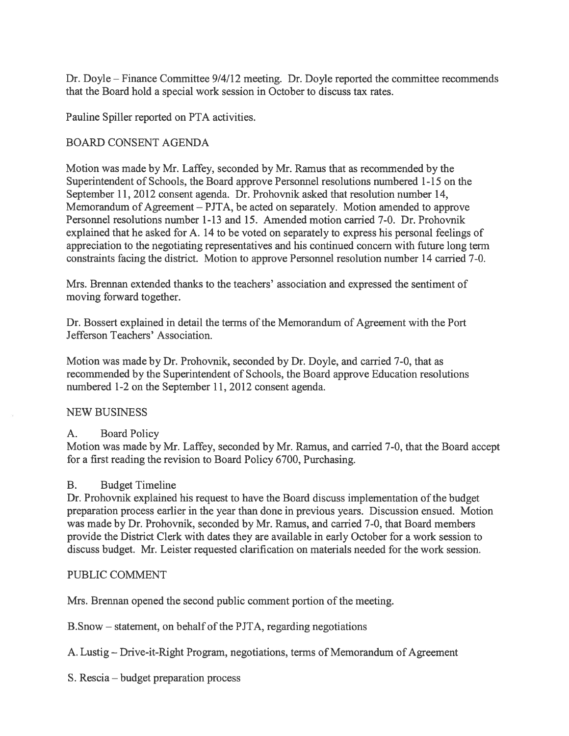Dr. Doyle – Finance Committee 9/4/12 meeting. Dr. Doyle reported the committee recommends that the Board hold a special work session in October to discuss tax rates.

Pauline Spiller reported on PTA activities.

## BOARD CONSENT AGENDA

Motion was made by Mr. Laffey, seconded by Mr. Ramus that as recommended by the Superintendent of Schools, the Board approve Personnel resolutions numbered 1-15 on the September 11, 2012 consent agenda. Dr. Prohovnik asked that resolution number 14, Memorandum of Agreement – PJTA, be acted on separately. Motion amended to approve Personnel resolutions number 1-13 and 15. Amended motion carried 7-0. Dr. Prohovnik explained that he asked for A. 14 to be voted on separately to express his personal feelings of appreciation to the negotiating representatives and his continued concern with future long term constraints facing the district. Motion to approve Personnel resolution number 14 carried 7-0.

Mrs. Brennan extended thanks to the teachers' association and expressed the sentiment of moving forward together.

Dr. Bossert explained in detail the terms of the Memorandum of Agreement with the Port Jefferson Teachers' Association.

Motion was made by Dr. Prohovnik, seconded by Dr. Doyle, and carried 7-0, that as recommended by the Superintendent of Schools, the Board approve Education resolutions numbered 1-2 on the September 11, 2012 consent agenda.

## NEW BUSINESS

A. Board Policy

Motion was made by Mr. Laffey, seconded by Mr. Ramus, and carried 7-0, that the Board accept for a first reading the revision to Board Policy 6700, Purchasing.

B. Budget Timeline

Dr. Prohovnik explained his request to have the Board discuss implementation of the budget preparation process earlier in the year than done in previous years. Discussion ensued. Motion was made by Dr. Prohovnik, seconded by Mr. Ramus, and carried 7-0, that Board members provide the District Clerk with dates they are available in early October for a work session to discuss budget. Mr. Leister requested clarification on materials needed for the work session.

## PUBLIC COMMENT

Mrs. Brennan opened the second public comment portion of the meeting.

B.Snow – statement, on behalf of the PJTA, regarding negotiations

A. Lustig – Drive-it-Right Program, negotiations, terms of Memorandum of Agreement

S. Rescia – budget preparation process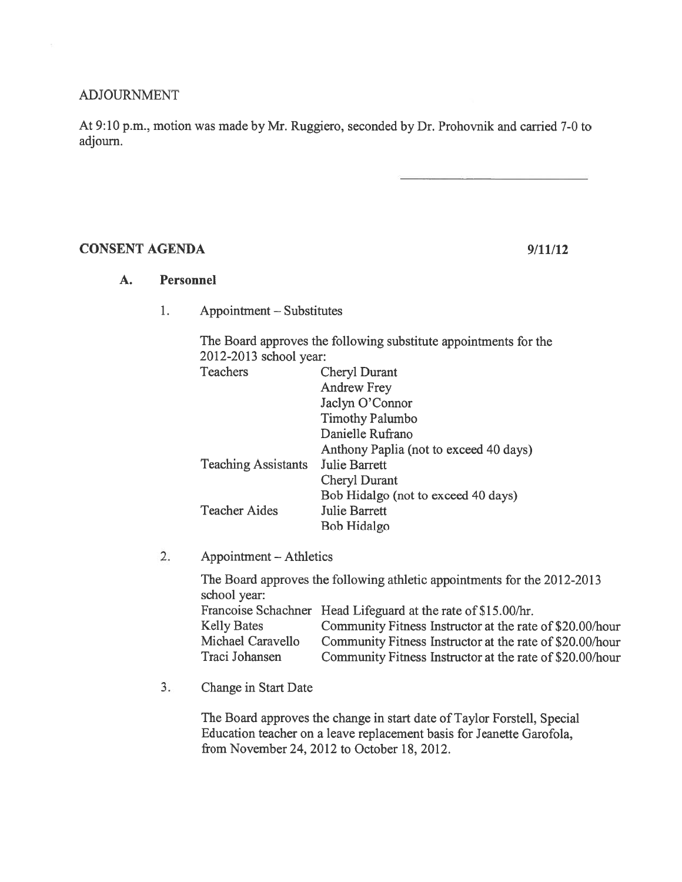ADJOURNMENT

At 9:10 p.m., motion was made by Mr. Ruggiero, seconded by Dr. Prohovnik and carried 7-0 to adjourn.

______________________________

**CONSENT AGENDA** **9/11/12**

**A. Personnel**

1. Appointment – Substitutes

   The Board approves the following substitute appointments for the 2012-2013 school year:

| | |
|---|---|
| Teachers | Cheryl Durant |
| | Andrew Frey |
| | Jaclyn O'Connor |
| | Timothy Palumbo |
| | Danielle Rufrano |
| | Anthony Paplia (not to exceed 40 days) |
| Teaching Assistants | Julie Barrett |
| | Cheryl Durant |
| | Bob Hidalgo (not to exceed 40 days) |
| Teacher Aides | Julie Barrett |
| | Bob Hidalgo |

2. Appointment – Athletics

   The Board approves the following athletic appointments for the 2012-2013 school year:

| | |
|---|---|
| Francoise Schachner | Head Lifeguard at the rate of $15.00/hr. |
| Kelly Bates | Community Fitness Instructor at the rate of $20.00/hour |
| Michael Caravello | Community Fitness Instructor at the rate of $20.00/hour |
| Traci Johansen | Community Fitness Instructor at the rate of $20.00/hour |

3. Change in Start Date

   The Board approves the change in start date of Taylor Forstell, Special Education teacher on a leave replacement basis for Jeanette Garofola, from November 24, 2012 to October 18, 2012.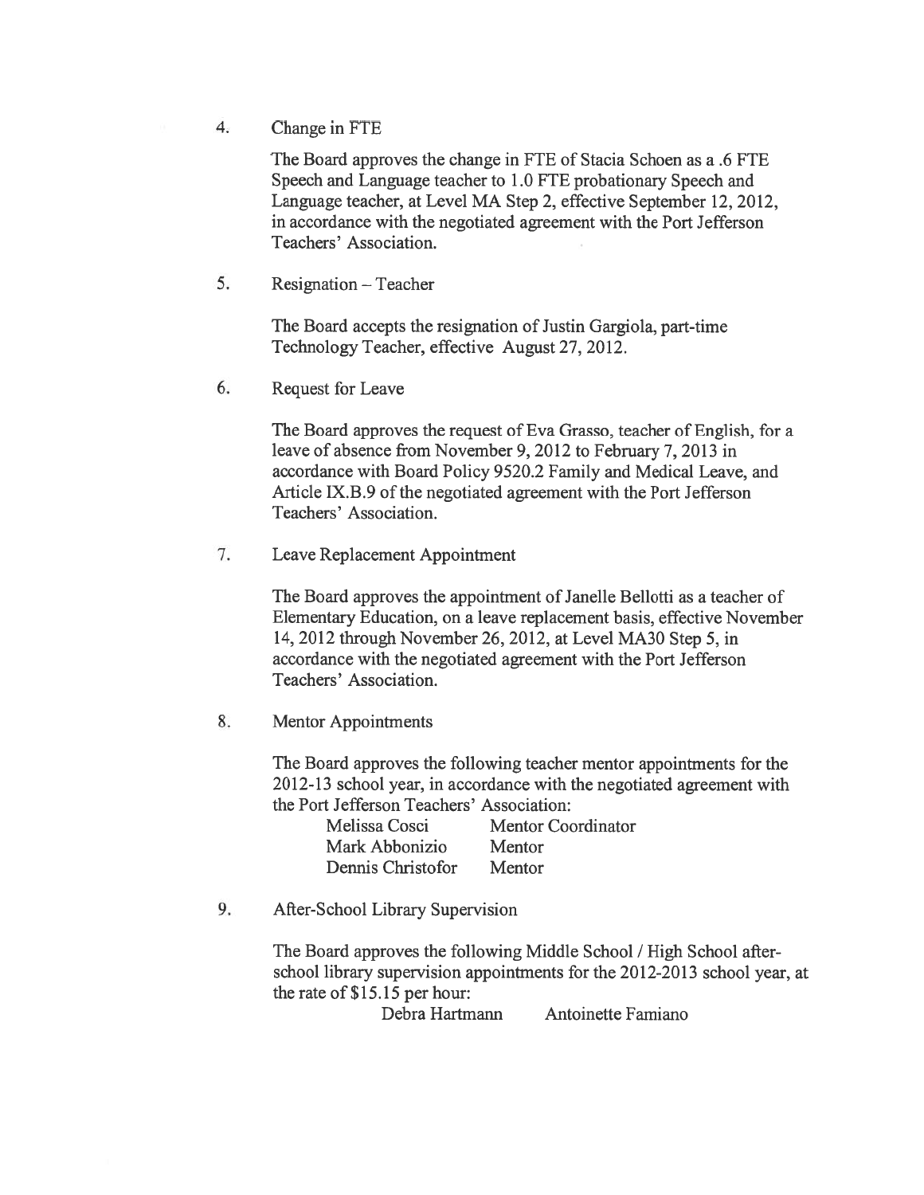4. Change in FTE

   The Board approves the change in FTE of Stacia Schoen as a .6 FTE Speech and Language teacher to 1.0 FTE probationary Speech and Language teacher, at Level MA Step 2, effective September 12, 2012, in accordance with the negotiated agreement with the Port Jefferson Teachers' Association.

5. Resignation – Teacher

   The Board accepts the resignation of Justin Gargiola, part-time Technology Teacher, effective August 27, 2012.

6. Request for Leave

   The Board approves the request of Eva Grasso, teacher of English, for a leave of absence from November 9, 2012 to February 7, 2013 in accordance with Board Policy 9520.2 Family and Medical Leave, and Article IX.B.9 of the negotiated agreement with the Port Jefferson Teachers' Association.

7. Leave Replacement Appointment

   The Board approves the appointment of Janelle Bellotti as a teacher of Elementary Education, on a leave replacement basis, effective November 14, 2012 through November 26, 2012, at Level MA30 Step 5, in accordance with the negotiated agreement with the Port Jefferson Teachers' Association.

8. Mentor Appointments

   The Board approves the following teacher mentor appointments for the 2012-13 school year, in accordance with the negotiated agreement with the Port Jefferson Teachers' Association:

   | | |
   |---|---|
   | Melissa Cosci | Mentor Coordinator |
   | Mark Abbonizio | Mentor |
   | Dennis Christofor | Mentor |

9. After-School Library Supervision

   The Board approves the following Middle School / High School after-school library supervision appointments for the 2012-2013 school year, at the rate of $15.15 per hour:

   Debra Hartmann     Antoinette Famiano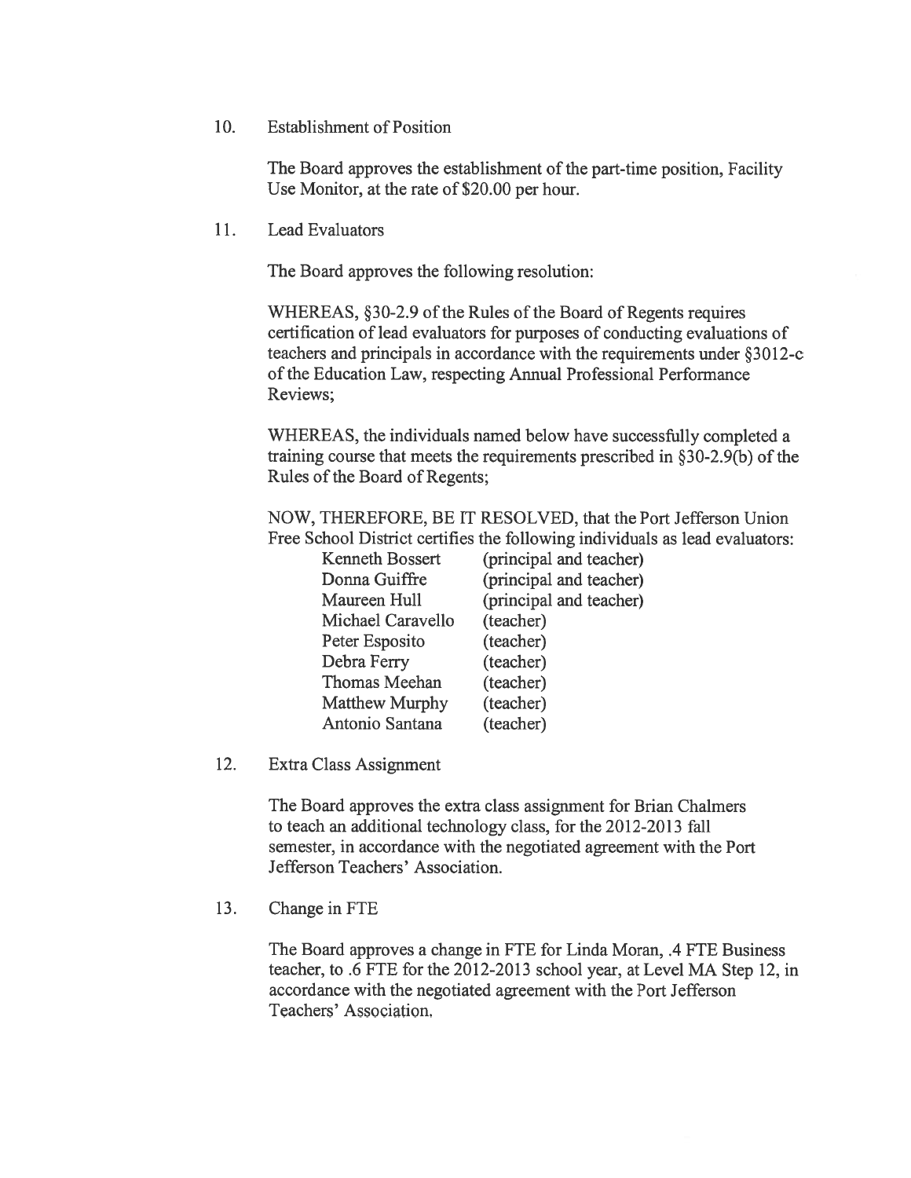10. Establishment of Position

    The Board approves the establishment of the part-time position, Facility Use Monitor, at the rate of $20.00 per hour.

11. Lead Evaluators

    The Board approves the following resolution:

    WHEREAS, §30-2.9 of the Rules of the Board of Regents requires certification of lead evaluators for purposes of conducting evaluations of teachers and principals in accordance with the requirements under §3012-c of the Education Law, respecting Annual Professional Performance Reviews;

    WHEREAS, the individuals named below have successfully completed a training course that meets the requirements prescribed in §30-2.9(b) of the Rules of the Board of Regents;

    NOW, THEREFORE, BE IT RESOLVED, that the Port Jefferson Union Free School District certifies the following individuals as lead evaluators:

    | | |
    |---|---|
    | Kenneth Bossert | (principal and teacher) |
    | Donna Guiffre | (principal and teacher) |
    | Maureen Hull | (principal and teacher) |
    | Michael Caravello | (teacher) |
    | Peter Esposito | (teacher) |
    | Debra Ferry | (teacher) |
    | Thomas Meehan | (teacher) |
    | Matthew Murphy | (teacher) |
    | Antonio Santana | (teacher) |

12. Extra Class Assignment

    The Board approves the extra class assignment for Brian Chalmers to teach an additional technology class, for the 2012-2013 fall semester, in accordance with the negotiated agreement with the Port Jefferson Teachers' Association.

13. Change in FTE

    The Board approves a change in FTE for Linda Moran, .4 FTE Business teacher, to .6 FTE for the 2012-2013 school year, at Level MA Step 12, in accordance with the negotiated agreement with the Port Jefferson Teachers' Association.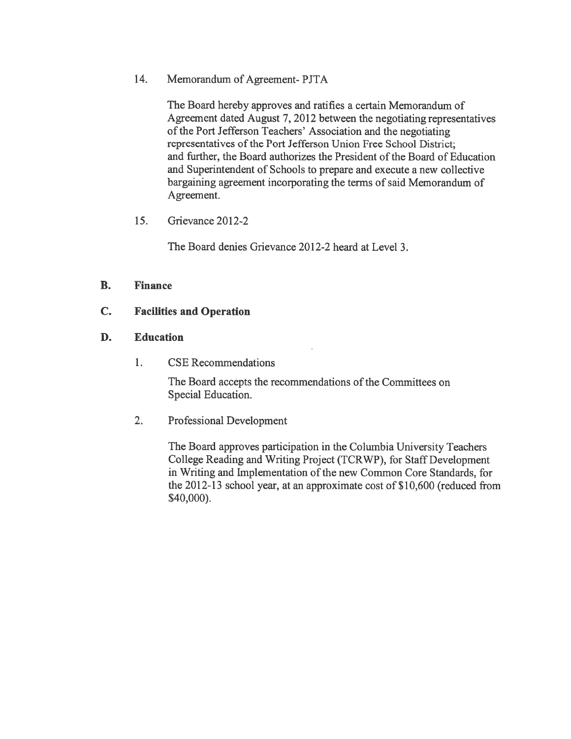14. Memorandum of Agreement- PJTA

    The Board hereby approves and ratifies a certain Memorandum of Agreement dated August 7, 2012 between the negotiating representatives of the Port Jefferson Teachers' Association and the negotiating representatives of the Port Jefferson Union Free School District; and further, the Board authorizes the President of the Board of Education and Superintendent of Schools to prepare and execute a new collective bargaining agreement incorporating the terms of said Memorandum of Agreement.

15. Grievance 2012-2

    The Board denies Grievance 2012-2 heard at Level 3.

**B. Finance**

**C. Facilities and Operation**

**D. Education**

1. CSE Recommendations

   The Board accepts the recommendations of the Committees on Special Education.

2. Professional Development

   The Board approves participation in the Columbia University Teachers College Reading and Writing Project (TCRWP), for Staff Development in Writing and Implementation of the new Common Core Standards, for the 2012-13 school year, at an approximate cost of $10,600 (reduced from $40,000).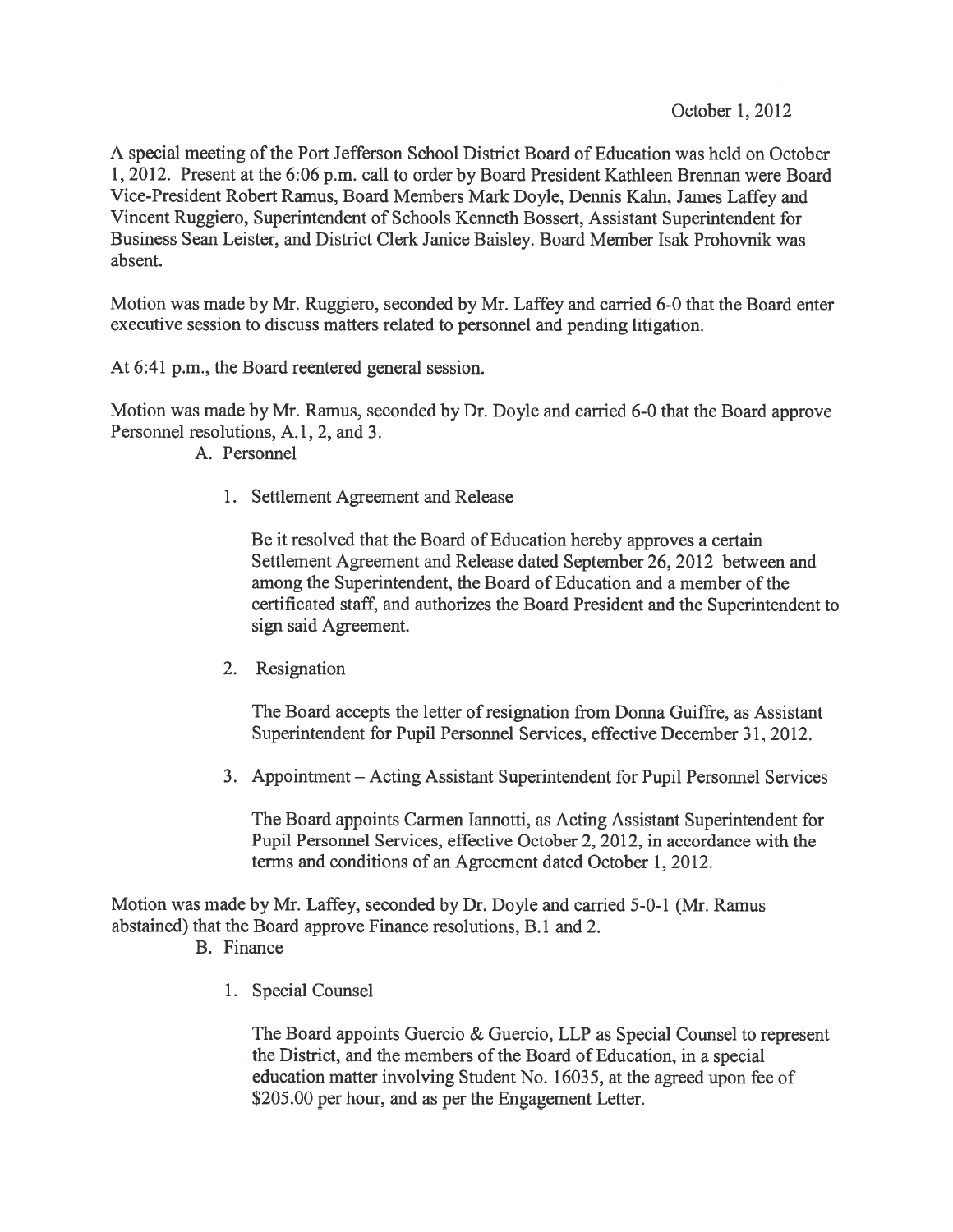October 1, 2012

A special meeting of the Port Jefferson School District Board of Education was held on October 1, 2012. Present at the 6:06 p.m. call to order by Board President Kathleen Brennan were Board Vice-President Robert Ramus, Board Members Mark Doyle, Dennis Kahn, James Laffey and Vincent Ruggiero, Superintendent of Schools Kenneth Bossert, Assistant Superintendent for Business Sean Leister, and District Clerk Janice Baisley. Board Member Isak Prohovnik was absent.

Motion was made by Mr. Ruggiero, seconded by Mr. Laffey and carried 6-0 that the Board enter executive session to discuss matters related to personnel and pending litigation.

At 6:41 p.m., the Board reentered general session.

Motion was made by Mr. Ramus, seconded by Dr. Doyle and carried 6-0 that the Board approve Personnel resolutions, A.1, 2, and 3.

A. Personnel

1. Settlement Agreement and Release

   Be it resolved that the Board of Education hereby approves a certain Settlement Agreement and Release dated September 26, 2012 between and among the Superintendent, the Board of Education and a member of the certificated staff, and authorizes the Board President and the Superintendent to sign said Agreement.

2. Resignation

   The Board accepts the letter of resignation from Donna Guiffre, as Assistant Superintendent for Pupil Personnel Services, effective December 31, 2012.

3. Appointment – Acting Assistant Superintendent for Pupil Personnel Services

   The Board appoints Carmen Iannotti, as Acting Assistant Superintendent for Pupil Personnel Services, effective October 2, 2012, in accordance with the terms and conditions of an Agreement dated October 1, 2012.

Motion was made by Mr. Laffey, seconded by Dr. Doyle and carried 5-0-1 (Mr. Ramus abstained) that the Board approve Finance resolutions, B.1 and 2.

B. Finance

1. Special Counsel

   The Board appoints Guercio & Guercio, LLP as Special Counsel to represent the District, and the members of the Board of Education, in a special education matter involving Student No. 16035, at the agreed upon fee of $205.00 per hour, and as per the Engagement Letter.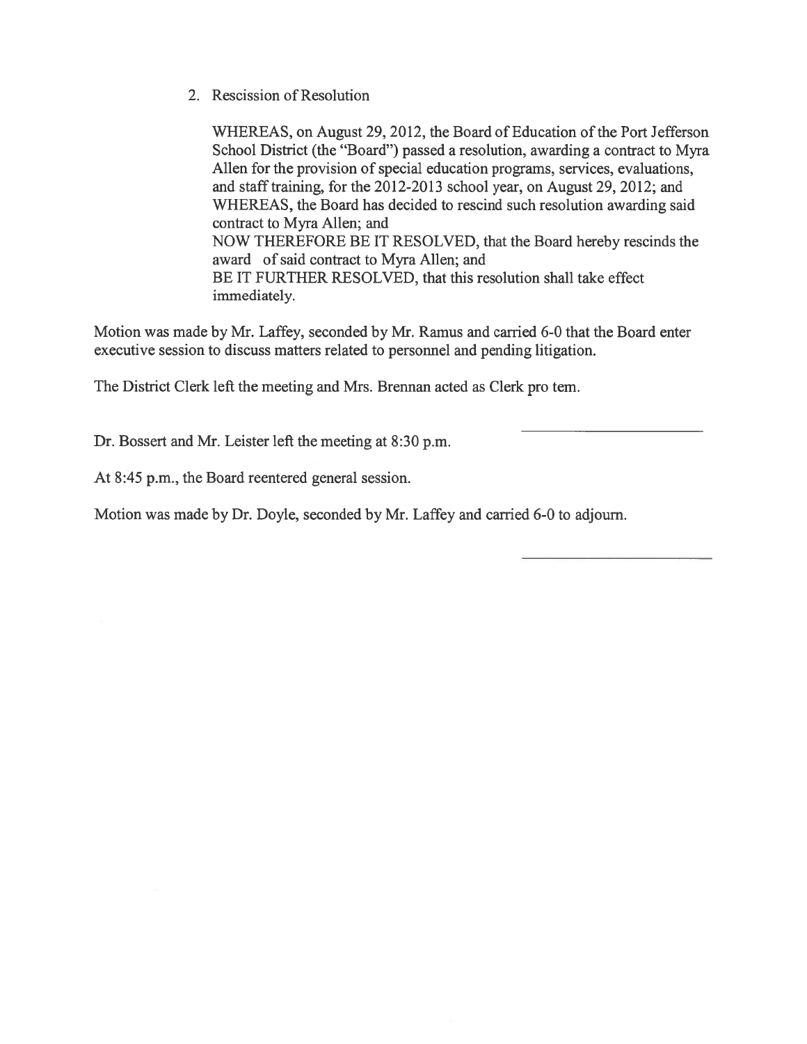2. Rescission of Resolution

   WHEREAS, on August 29, 2012, the Board of Education of the Port Jefferson School District (the "Board") passed a resolution, awarding a contract to Myra Allen for the provision of special education programs, services, evaluations, and staff training, for the 2012-2013 school year, on August 29, 2012; and
   WHEREAS, the Board has decided to rescind such resolution awarding said contract to Myra Allen; and
   NOW THEREFORE BE IT RESOLVED, that the Board hereby rescinds the award of said contract to Myra Allen; and
   BE IT FURTHER RESOLVED, that this resolution shall take effect immediately.

Motion was made by Mr. Laffey, seconded by Mr. Ramus and carried 6-0 that the Board enter executive session to discuss matters related to personnel and pending litigation.

The District Clerk left the meeting and Mrs. Brennan acted as Clerk pro tem.

Dr. Bossert and Mr. Leister left the meeting at 8:30 p.m.

At 8:45 p.m., the Board reentered general session.

Motion was made by Dr. Doyle, seconded by Mr. Laffey and carried 6-0 to adjourn.